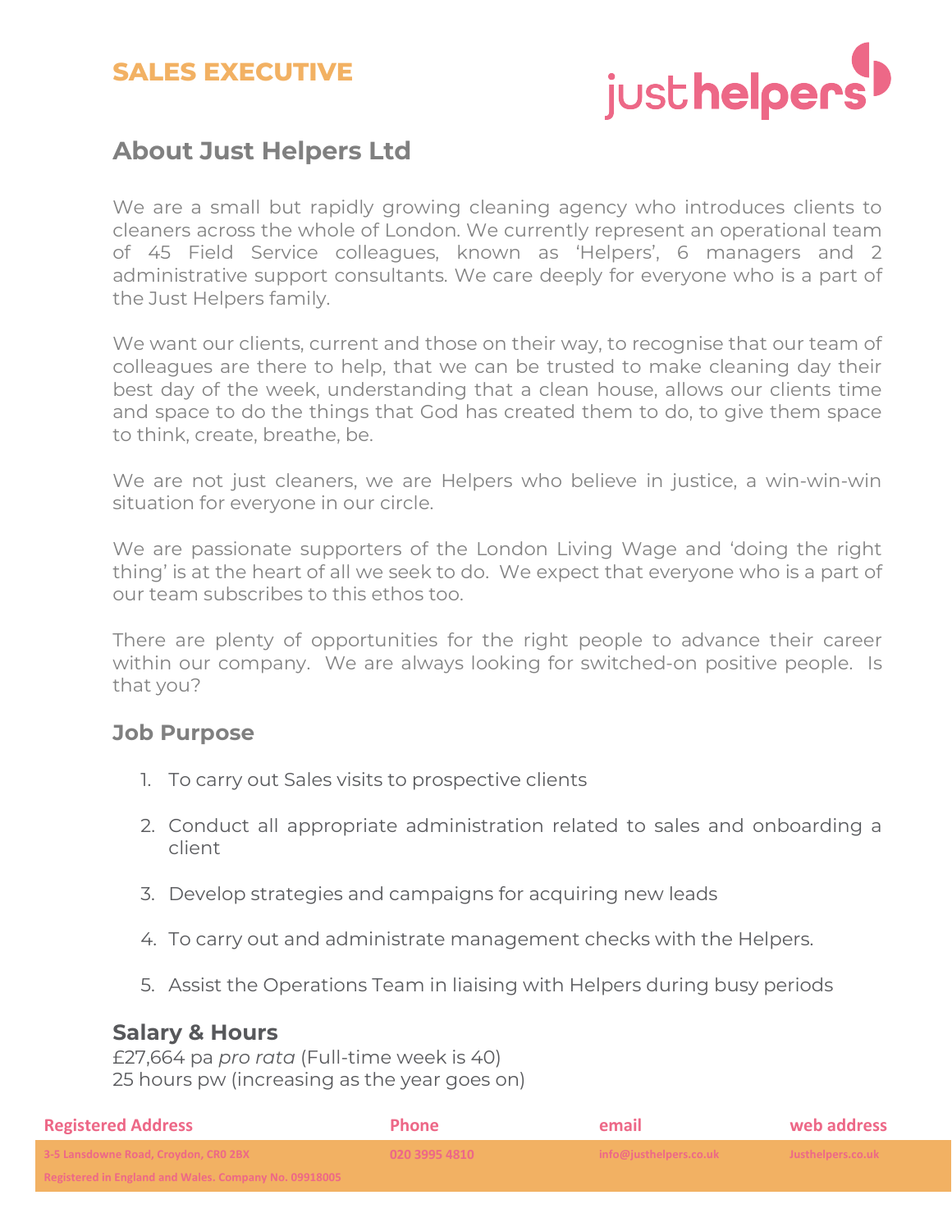# SALES EXECUTIVE

justhelpers

## About Just Helpers Ltd

We are a small but rapidly growing cleaning agency who introduces clients to cleaners across the whole of London. We currently represent an operational team of 45 Field Service colleagues, known as 'Helpers', 6 managers and 2 administrative support consultants. We care deeply for everyone who is a part of the Just Helpers family.

We want our clients, current and those on their way, to recognise that our team of colleagues are there to help, that we can be trusted to make cleaning day their best day of the week, understanding that a clean house, allows our clients time and space to do the things that God has created them to do, to give them space to think, create, breathe, be.

We are not just cleaners, we are Helpers who believe in justice, a win-win-win situation for everyone in our circle.

We are passionate supporters of the London Living Wage and 'doing the right thing' is at the heart of all we seek to do. We expect that everyone who is a part of our team subscribes to this ethos too.

There are plenty of opportunities for the right people to advance their career within our company. We are always looking for switched-on positive people. Is that you?

### Job Purpose

1. To carry out Sales visits to prospective clients
2. Conduct all appropriate administration related to sales and onboarding a client
3. Develop strategies and campaigns for acquiring new leads
4. To carry out and administrate management checks with the Helpers.
5. Assist the Operations Team in liaising with Helpers during busy periods

### Salary & Hours

£27,664 pa *pro rata* (Full-time week is 40)
25 hours pw (increasing as the year goes on)

| Registered Address | Phone | email | web address |
|---|---|---|---|
| 3-5 Lansdowne Road, Croydon, CR0 2BX | 020 3995 4810 | info@justhelpers.co.uk | Justhelpers.co.uk |
| Registered in England and Wales. Company No. 09918005 | | | |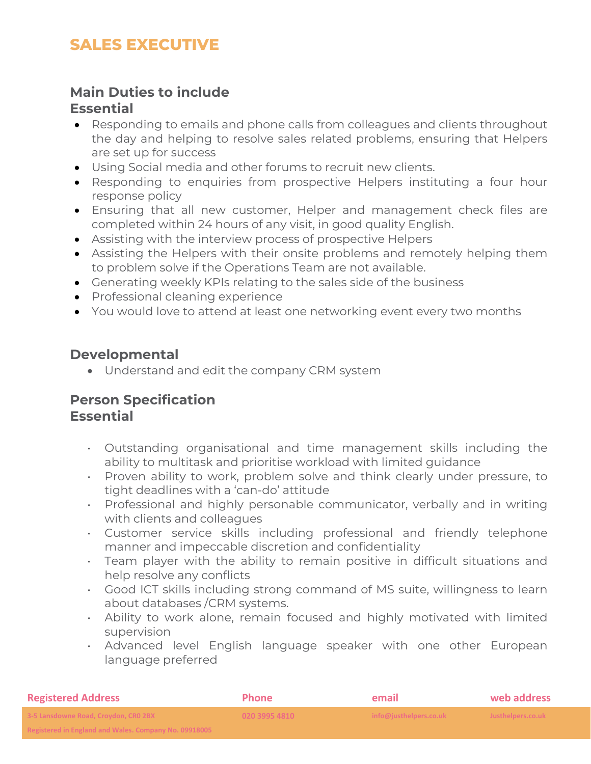# SALES EXECUTIVE

## Main Duties to include
## Essential

- Responding to emails and phone calls from colleagues and clients throughout the day and helping to resolve sales related problems, ensuring that Helpers are set up for success
- Using Social media and other forums to recruit new clients.
- Responding to enquiries from prospective Helpers instituting a four hour response policy
- Ensuring that all new customer, Helper and management check files are completed within 24 hours of any visit, in good quality English.
- Assisting with the interview process of prospective Helpers
- Assisting the Helpers with their onsite problems and remotely helping them to problem solve if the Operations Team are not available.
- Generating weekly KPIs relating to the sales side of the business
- Professional cleaning experience
- You would love to attend at least one networking event every two months

## Developmental

- Understand and edit the company CRM system

## Person Specification
## Essential

- Outstanding organisational and time management skills including the ability to multitask and prioritise workload with limited guidance
- Proven ability to work, problem solve and think clearly under pressure, to tight deadlines with a 'can-do' attitude
- Professional and highly personable communicator, verbally and in writing with clients and colleagues
- Customer service skills including professional and friendly telephone manner and impeccable discretion and confidentiality
- Team player with the ability to remain positive in difficult situations and help resolve any conflicts
- Good ICT skills including strong command of MS suite, willingness to learn about databases /CRM systems.
- Ability to work alone, remain focused and highly motivated with limited supervision
- Advanced level English language speaker with one other European language preferred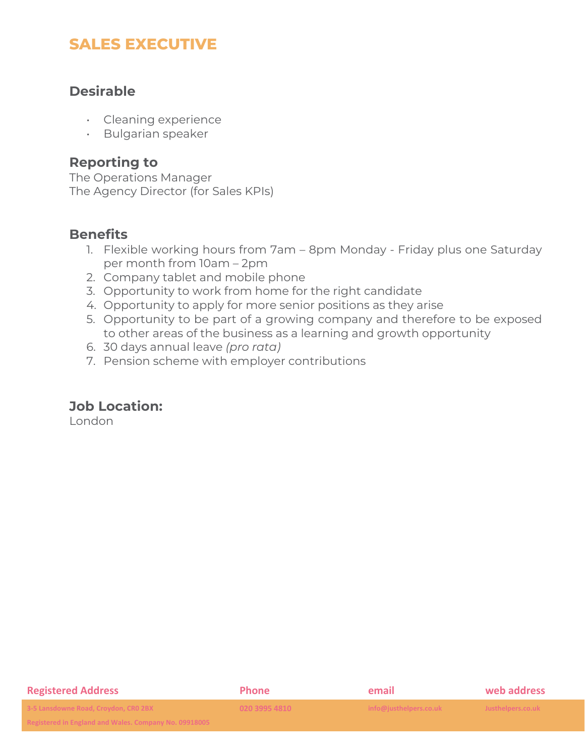# SALES EXECUTIVE

## Desirable

- Cleaning experience
- Bulgarian speaker

## Reporting to

The Operations Manager
The Agency Director (for Sales KPIs)

## Benefits

1. Flexible working hours from 7am – 8pm Monday - Friday plus one Saturday per month from 10am – 2pm
2. Company tablet and mobile phone
3. Opportunity to work from home for the right candidate
4. Opportunity to apply for more senior positions as they arise
5. Opportunity to be part of a growing company and therefore to be exposed to other areas of the business as a learning and growth opportunity
6. 30 days annual leave *(pro rata)*
7. Pension scheme with employer contributions

## Job Location:

London